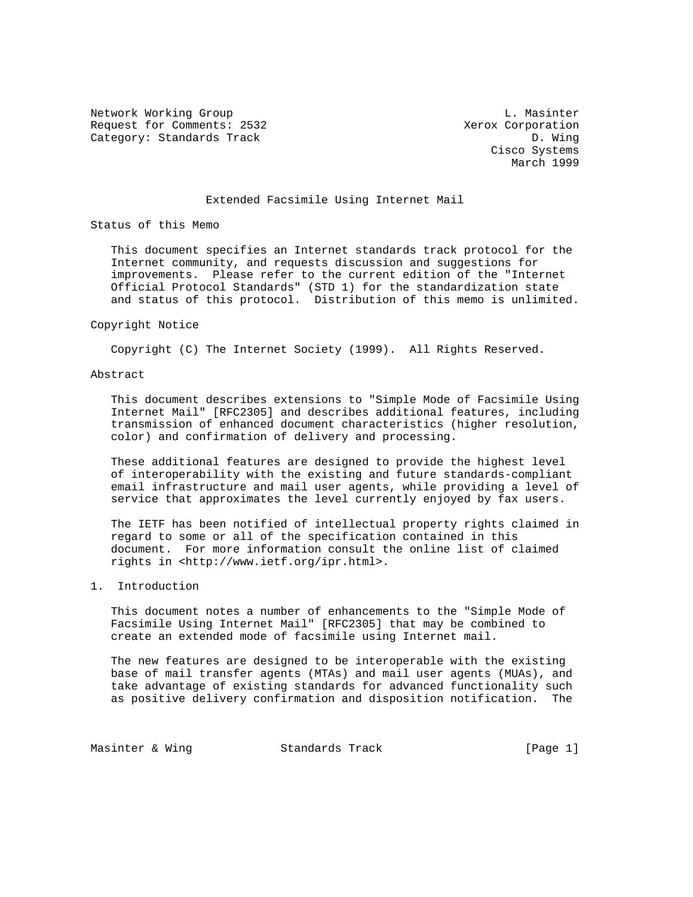Network Working Group L. Masinter
Request for Comments: 2532 Xerox Corporation
Category: Standards Track D. Wing
Cisco Systems
March 1999

# Extended Facsimile Using Internet Mail

## Status of this Memo

This document specifies an Internet standards track protocol for the Internet community, and requests discussion and suggestions for improvements. Please refer to the current edition of the "Internet Official Protocol Standards" (STD 1) for the standardization state and status of this protocol. Distribution of this memo is unlimited.

## Copyright Notice

Copyright (C) The Internet Society (1999). All Rights Reserved.

## Abstract

This document describes extensions to "Simple Mode of Facsimile Using Internet Mail" [RFC2305] and describes additional features, including transmission of enhanced document characteristics (higher resolution, color) and confirmation of delivery and processing.

These additional features are designed to provide the highest level of interoperability with the existing and future standards-compliant email infrastructure and mail user agents, while providing a level of service that approximates the level currently enjoyed by fax users.

The IETF has been notified of intellectual property rights claimed in regard to some or all of the specification contained in this document. For more information consult the online list of claimed rights in <http://www.ietf.org/ipr.html>.

## 1. Introduction

This document notes a number of enhancements to the "Simple Mode of Facsimile Using Internet Mail" [RFC2305] that may be combined to create an extended mode of facsimile using Internet mail.

The new features are designed to be interoperable with the existing base of mail transfer agents (MTAs) and mail user agents (MUAs), and take advantage of existing standards for advanced functionality such as positive delivery confirmation and disposition notification. The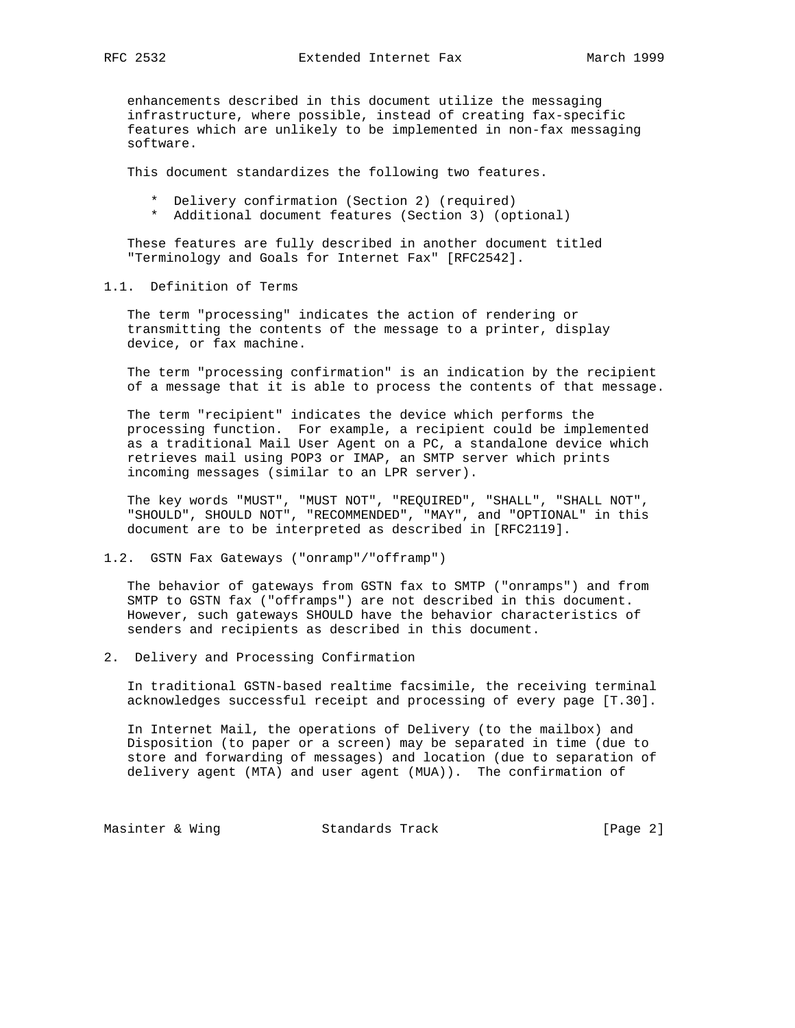enhancements described in this document utilize the messaging infrastructure, where possible, instead of creating fax-specific features which are unlikely to be implemented in non-fax messaging software.

This document standardizes the following two features.

* Delivery confirmation (Section 2) (required)
* Additional document features (Section 3) (optional)

These features are fully described in another document titled "Terminology and Goals for Internet Fax" [RFC2542].

### 1.1. Definition of Terms

The term "processing" indicates the action of rendering or transmitting the contents of the message to a printer, display device, or fax machine.

The term "processing confirmation" is an indication by the recipient of a message that it is able to process the contents of that message.

The term "recipient" indicates the device which performs the processing function. For example, a recipient could be implemented as a traditional Mail User Agent on a PC, a standalone device which retrieves mail using POP3 or IMAP, an SMTP server which prints incoming messages (similar to an LPR server).

The key words "MUST", "MUST NOT", "REQUIRED", "SHALL", "SHALL NOT", "SHOULD", SHOULD NOT", "RECOMMENDED", "MAY", and "OPTIONAL" in this document are to be interpreted as described in [RFC2119].

### 1.2. GSTN Fax Gateways ("onramp"/"offramp")

The behavior of gateways from GSTN fax to SMTP ("onramps") and from SMTP to GSTN fax ("offramps") are not described in this document. However, such gateways SHOULD have the behavior characteristics of senders and recipients as described in this document.

## 2. Delivery and Processing Confirmation

In traditional GSTN-based realtime facsimile, the receiving terminal acknowledges successful receipt and processing of every page [T.30].

In Internet Mail, the operations of Delivery (to the mailbox) and Disposition (to paper or a screen) may be separated in time (due to store and forwarding of messages) and location (due to separation of delivery agent (MTA) and user agent (MUA)). The confirmation of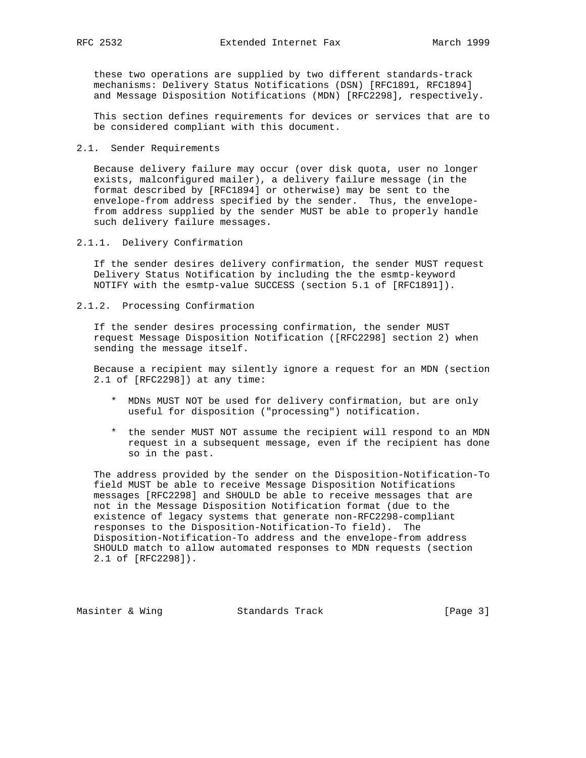these two operations are supplied by two different standards-track mechanisms: Delivery Status Notifications (DSN) [RFC1891, RFC1894] and Message Disposition Notifications (MDN) [RFC2298], respectively.

This section defines requirements for devices or services that are to be considered compliant with this document.

## 2.1. Sender Requirements

Because delivery failure may occur (over disk quota, user no longer exists, malconfigured mailer), a delivery failure message (in the format described by [RFC1894] or otherwise) may be sent to the envelope-from address specified by the sender. Thus, the envelope-from address supplied by the sender MUST be able to properly handle such delivery failure messages.

### 2.1.1. Delivery Confirmation

If the sender desires delivery confirmation, the sender MUST request Delivery Status Notification by including the the esmtp-keyword NOTIFY with the esmtp-value SUCCESS (section 5.1 of [RFC1891]).

### 2.1.2. Processing Confirmation

If the sender desires processing confirmation, the sender MUST request Message Disposition Notification ([RFC2298] section 2) when sending the message itself.

Because a recipient may silently ignore a request for an MDN (section 2.1 of [RFC2298]) at any time:

* MDNs MUST NOT be used for delivery confirmation, but are only useful for disposition ("processing") notification.

* the sender MUST NOT assume the recipient will respond to an MDN request in a subsequent message, even if the recipient has done so in the past.

The address provided by the sender on the Disposition-Notification-To field MUST be able to receive Message Disposition Notifications messages [RFC2298] and SHOULD be able to receive messages that are not in the Message Disposition Notification format (due to the existence of legacy systems that generate non-RFC2298-compliant responses to the Disposition-Notification-To field). The Disposition-Notification-To address and the envelope-from address SHOULD match to allow automated responses to MDN requests (section 2.1 of [RFC2298]).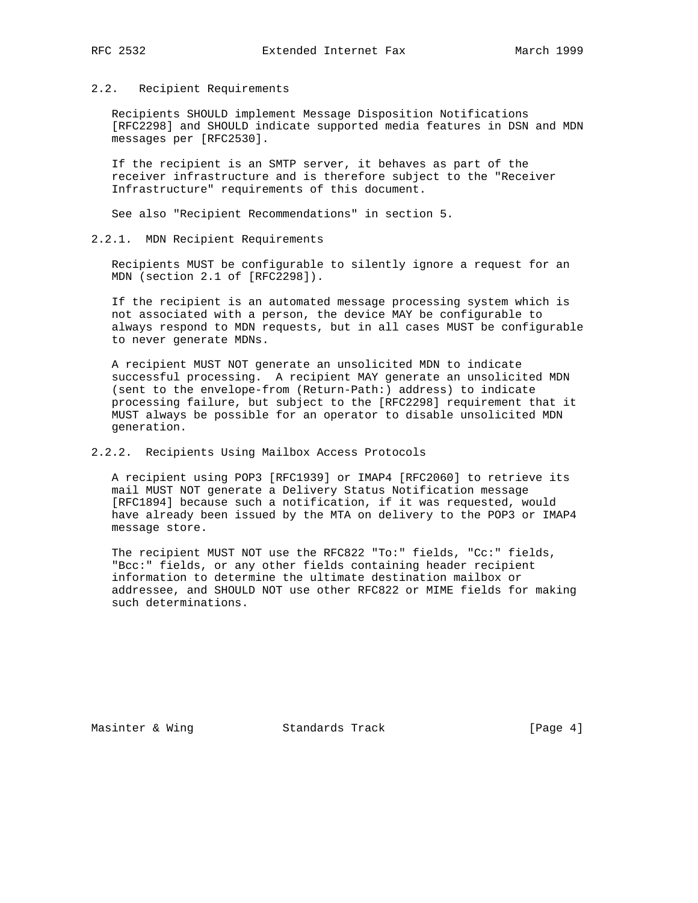## 2.2. Recipient Requirements

Recipients SHOULD implement Message Disposition Notifications [RFC2298] and SHOULD indicate supported media features in DSN and MDN messages per [RFC2530].

If the recipient is an SMTP server, it behaves as part of the receiver infrastructure and is therefore subject to the "Receiver Infrastructure" requirements of this document.

See also "Recipient Recommendations" in section 5.

### 2.2.1. MDN Recipient Requirements

Recipients MUST be configurable to silently ignore a request for an MDN (section 2.1 of [RFC2298]).

If the recipient is an automated message processing system which is not associated with a person, the device MAY be configurable to always respond to MDN requests, but in all cases MUST be configurable to never generate MDNs.

A recipient MUST NOT generate an unsolicited MDN to indicate successful processing. A recipient MAY generate an unsolicited MDN (sent to the envelope-from (Return-Path:) address) to indicate processing failure, but subject to the [RFC2298] requirement that it MUST always be possible for an operator to disable unsolicited MDN generation.

### 2.2.2. Recipients Using Mailbox Access Protocols

A recipient using POP3 [RFC1939] or IMAP4 [RFC2060] to retrieve its mail MUST NOT generate a Delivery Status Notification message [RFC1894] because such a notification, if it was requested, would have already been issued by the MTA on delivery to the POP3 or IMAP4 message store.

The recipient MUST NOT use the RFC822 "To:" fields, "Cc:" fields, "Bcc:" fields, or any other fields containing header recipient information to determine the ultimate destination mailbox or addressee, and SHOULD NOT use other RFC822 or MIME fields for making such determinations.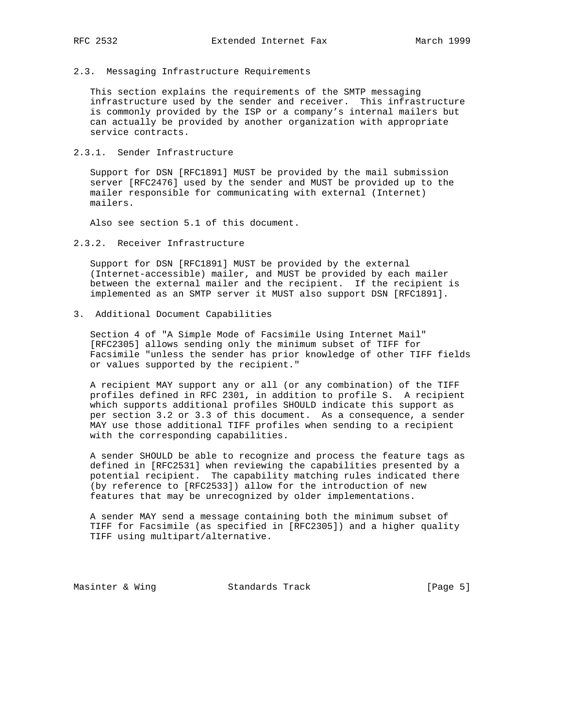### 2.3. Messaging Infrastructure Requirements

This section explains the requirements of the SMTP messaging infrastructure used by the sender and receiver. This infrastructure is commonly provided by the ISP or a company's internal mailers but can actually be provided by another organization with appropriate service contracts.

#### 2.3.1. Sender Infrastructure

Support for DSN [RFC1891] MUST be provided by the mail submission server [RFC2476] used by the sender and MUST be provided up to the mailer responsible for communicating with external (Internet) mailers.

Also see section 5.1 of this document.

#### 2.3.2. Receiver Infrastructure

Support for DSN [RFC1891] MUST be provided by the external (Internet-accessible) mailer, and MUST be provided by each mailer between the external mailer and the recipient. If the recipient is implemented as an SMTP server it MUST also support DSN [RFC1891].

## 3. Additional Document Capabilities

Section 4 of "A Simple Mode of Facsimile Using Internet Mail" [RFC2305] allows sending only the minimum subset of TIFF for Facsimile "unless the sender has prior knowledge of other TIFF fields or values supported by the recipient."

A recipient MAY support any or all (or any combination) of the TIFF profiles defined in RFC 2301, in addition to profile S. A recipient which supports additional profiles SHOULD indicate this support as per section 3.2 or 3.3 of this document. As a consequence, a sender MAY use those additional TIFF profiles when sending to a recipient with the corresponding capabilities.

A sender SHOULD be able to recognize and process the feature tags as defined in [RFC2531] when reviewing the capabilities presented by a potential recipient. The capability matching rules indicated there (by reference to [RFC2533]) allow for the introduction of new features that may be unrecognized by older implementations.

A sender MAY send a message containing both the minimum subset of TIFF for Facsimile (as specified in [RFC2305]) and a higher quality TIFF using multipart/alternative.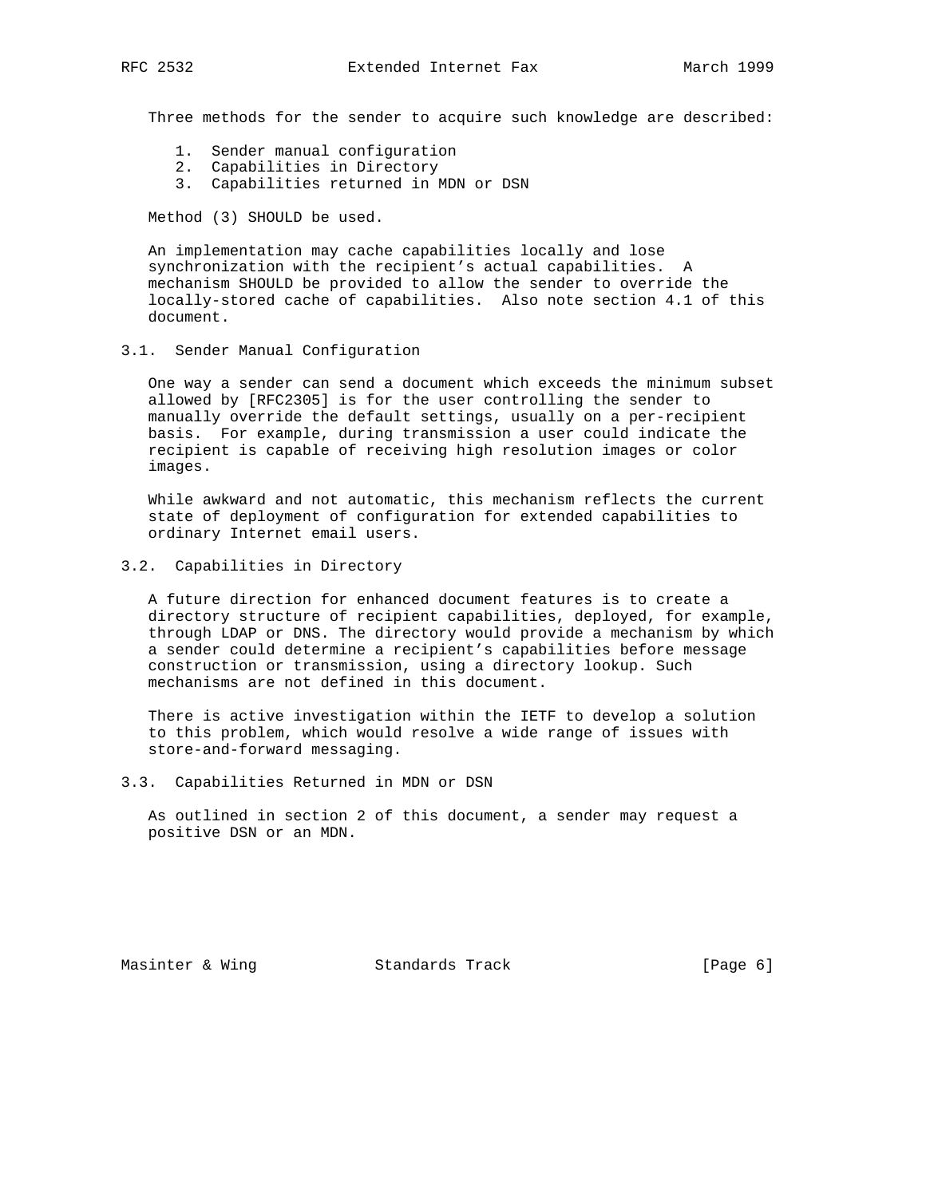Three methods for the sender to acquire such knowledge are described:

1. Sender manual configuration
2. Capabilities in Directory
3. Capabilities returned in MDN or DSN

Method (3) SHOULD be used.

An implementation may cache capabilities locally and lose synchronization with the recipient's actual capabilities. A mechanism SHOULD be provided to allow the sender to override the locally-stored cache of capabilities. Also note section 4.1 of this document.

## 3.1. Sender Manual Configuration

One way a sender can send a document which exceeds the minimum subset allowed by [RFC2305] is for the user controlling the sender to manually override the default settings, usually on a per-recipient basis. For example, during transmission a user could indicate the recipient is capable of receiving high resolution images or color images.

While awkward and not automatic, this mechanism reflects the current state of deployment of configuration for extended capabilities to ordinary Internet email users.

## 3.2. Capabilities in Directory

A future direction for enhanced document features is to create a directory structure of recipient capabilities, deployed, for example, through LDAP or DNS. The directory would provide a mechanism by which a sender could determine a recipient's capabilities before message construction or transmission, using a directory lookup. Such mechanisms are not defined in this document.

There is active investigation within the IETF to develop a solution to this problem, which would resolve a wide range of issues with store-and-forward messaging.

## 3.3. Capabilities Returned in MDN or DSN

As outlined in section 2 of this document, a sender may request a positive DSN or an MDN.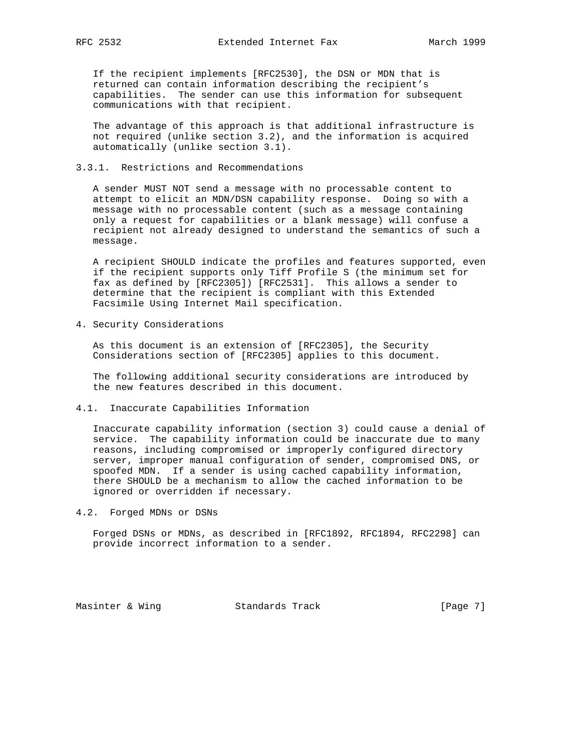If the recipient implements [RFC2530], the DSN or MDN that is returned can contain information describing the recipient's capabilities. The sender can use this information for subsequent communications with that recipient.

The advantage of this approach is that additional infrastructure is not required (unlike section 3.2), and the information is acquired automatically (unlike section 3.1).

### 3.3.1. Restrictions and Recommendations

A sender MUST NOT send a message with no processable content to attempt to elicit an MDN/DSN capability response. Doing so with a message with no processable content (such as a message containing only a request for capabilities or a blank message) will confuse a recipient not already designed to understand the semantics of such a message.

A recipient SHOULD indicate the profiles and features supported, even if the recipient supports only Tiff Profile S (the minimum set for fax as defined by [RFC2305]) [RFC2531]. This allows a sender to determine that the recipient is compliant with this Extended Facsimile Using Internet Mail specification.

## 4. Security Considerations

As this document is an extension of [RFC2305], the Security Considerations section of [RFC2305] applies to this document.

The following additional security considerations are introduced by the new features described in this document.

### 4.1. Inaccurate Capabilities Information

Inaccurate capability information (section 3) could cause a denial of service. The capability information could be inaccurate due to many reasons, including compromised or improperly configured directory server, improper manual configuration of sender, compromised DNS, or spoofed MDN. If a sender is using cached capability information, there SHOULD be a mechanism to allow the cached information to be ignored or overridden if necessary.

### 4.2. Forged MDNs or DSNs

Forged DSNs or MDNs, as described in [RFC1892, RFC1894, RFC2298] can provide incorrect information to a sender.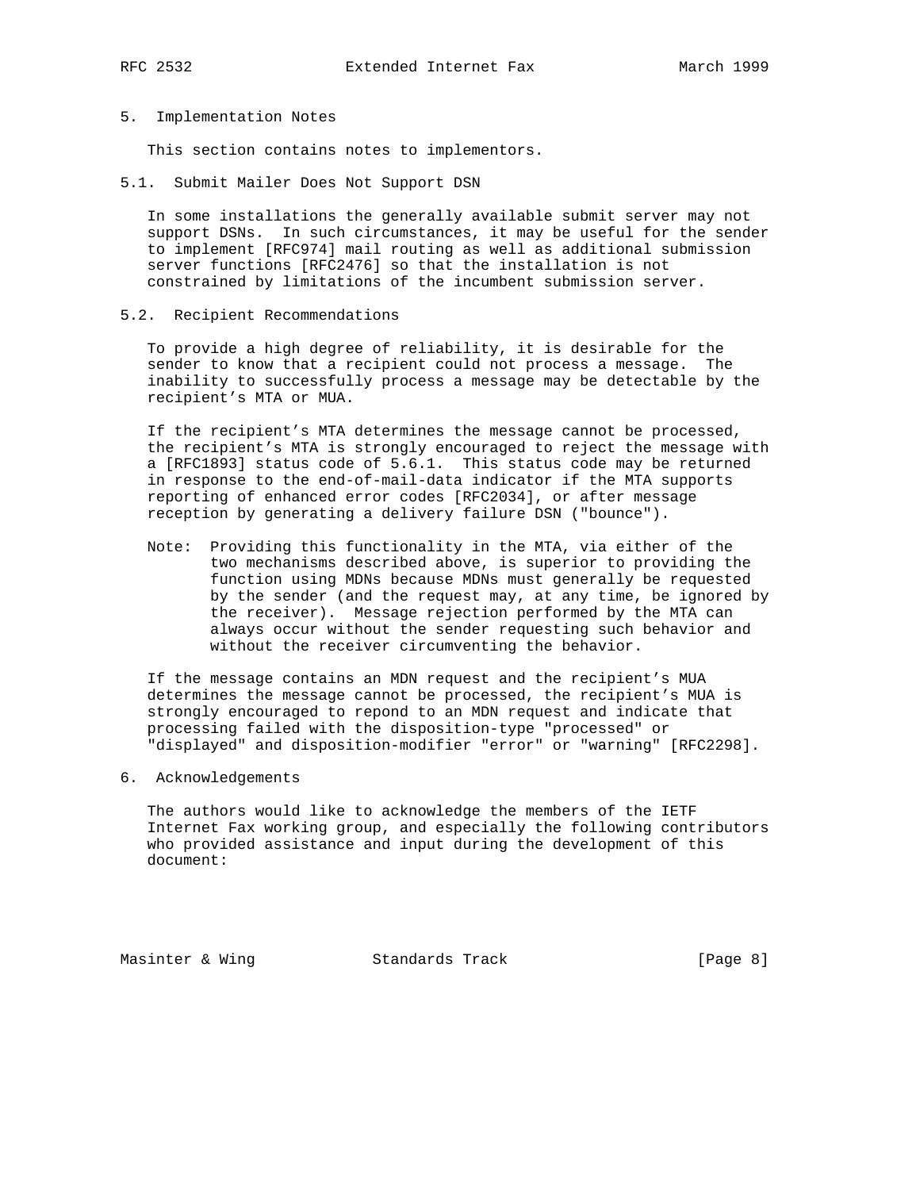## 5. Implementation Notes

This section contains notes to implementors.

### 5.1. Submit Mailer Does Not Support DSN

In some installations the generally available submit server may not support DSNs. In such circumstances, it may be useful for the sender to implement [RFC974] mail routing as well as additional submission server functions [RFC2476] so that the installation is not constrained by limitations of the incumbent submission server.

### 5.2. Recipient Recommendations

To provide a high degree of reliability, it is desirable for the sender to know that a recipient could not process a message. The inability to successfully process a message may be detectable by the recipient's MTA or MUA.

If the recipient's MTA determines the message cannot be processed, the recipient's MTA is strongly encouraged to reject the message with a [RFC1893] status code of 5.6.1. This status code may be returned in response to the end-of-mail-data indicator if the MTA supports reporting of enhanced error codes [RFC2034], or after message reception by generating a delivery failure DSN ("bounce").

Note: Providing this functionality in the MTA, via either of the two mechanisms described above, is superior to providing the function using MDNs because MDNs must generally be requested by the sender (and the request may, at any time, be ignored by the receiver). Message rejection performed by the MTA can always occur without the sender requesting such behavior and without the receiver circumventing the behavior.

If the message contains an MDN request and the recipient's MUA determines the message cannot be processed, the recipient's MUA is strongly encouraged to repond to an MDN request and indicate that processing failed with the disposition-type "processed" or "displayed" and disposition-modifier "error" or "warning" [RFC2298].

## 6. Acknowledgements

The authors would like to acknowledge the members of the IETF Internet Fax working group, and especially the following contributors who provided assistance and input during the development of this document: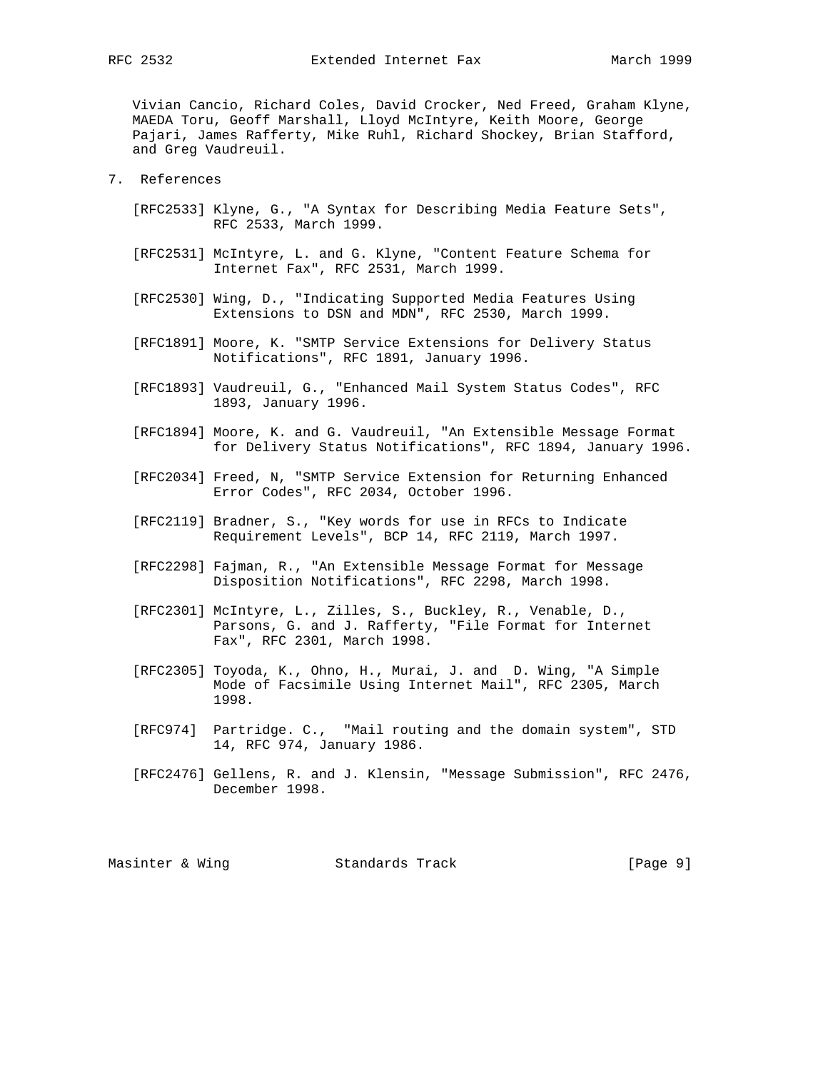Vivian Cancio, Richard Coles, David Crocker, Ned Freed, Graham Klyne, MAEDA Toru, Geoff Marshall, Lloyd McIntyre, Keith Moore, George Pajari, James Rafferty, Mike Ruhl, Richard Shockey, Brian Stafford, and Greg Vaudreuil.

## 7. References

[RFC2533] Klyne, G., "A Syntax for Describing Media Feature Sets", RFC 2533, March 1999.

[RFC2531] McIntyre, L. and G. Klyne, "Content Feature Schema for Internet Fax", RFC 2531, March 1999.

[RFC2530] Wing, D., "Indicating Supported Media Features Using Extensions to DSN and MDN", RFC 2530, March 1999.

[RFC1891] Moore, K. "SMTP Service Extensions for Delivery Status Notifications", RFC 1891, January 1996.

[RFC1893] Vaudreuil, G., "Enhanced Mail System Status Codes", RFC 1893, January 1996.

[RFC1894] Moore, K. and G. Vaudreuil, "An Extensible Message Format for Delivery Status Notifications", RFC 1894, January 1996.

[RFC2034] Freed, N, "SMTP Service Extension for Returning Enhanced Error Codes", RFC 2034, October 1996.

[RFC2119] Bradner, S., "Key words for use in RFCs to Indicate Requirement Levels", BCP 14, RFC 2119, March 1997.

[RFC2298] Fajman, R., "An Extensible Message Format for Message Disposition Notifications", RFC 2298, March 1998.

[RFC2301] McIntyre, L., Zilles, S., Buckley, R., Venable, D., Parsons, G. and J. Rafferty, "File Format for Internet Fax", RFC 2301, March 1998.

[RFC2305] Toyoda, K., Ohno, H., Murai, J. and D. Wing, "A Simple Mode of Facsimile Using Internet Mail", RFC 2305, March 1998.

[RFC974] Partridge. C., "Mail routing and the domain system", STD 14, RFC 974, January 1986.

[RFC2476] Gellens, R. and J. Klensin, "Message Submission", RFC 2476, December 1998.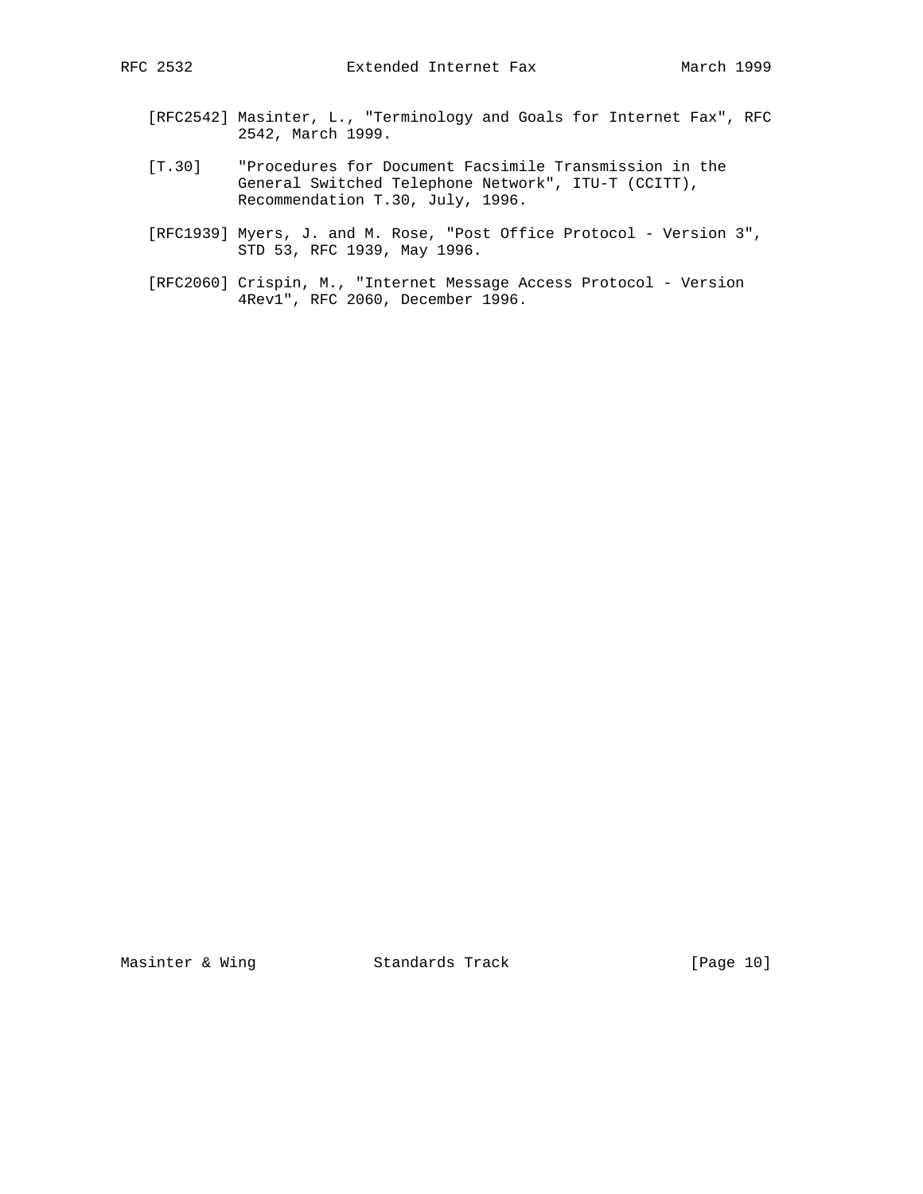[RFC2542] Masinter, L., "Terminology and Goals for Internet Fax", RFC 2542, March 1999.

[T.30] "Procedures for Document Facsimile Transmission in the General Switched Telephone Network", ITU-T (CCITT), Recommendation T.30, July, 1996.

[RFC1939] Myers, J. and M. Rose, "Post Office Protocol - Version 3", STD 53, RFC 1939, May 1996.

[RFC2060] Crispin, M., "Internet Message Access Protocol - Version 4Rev1", RFC 2060, December 1996.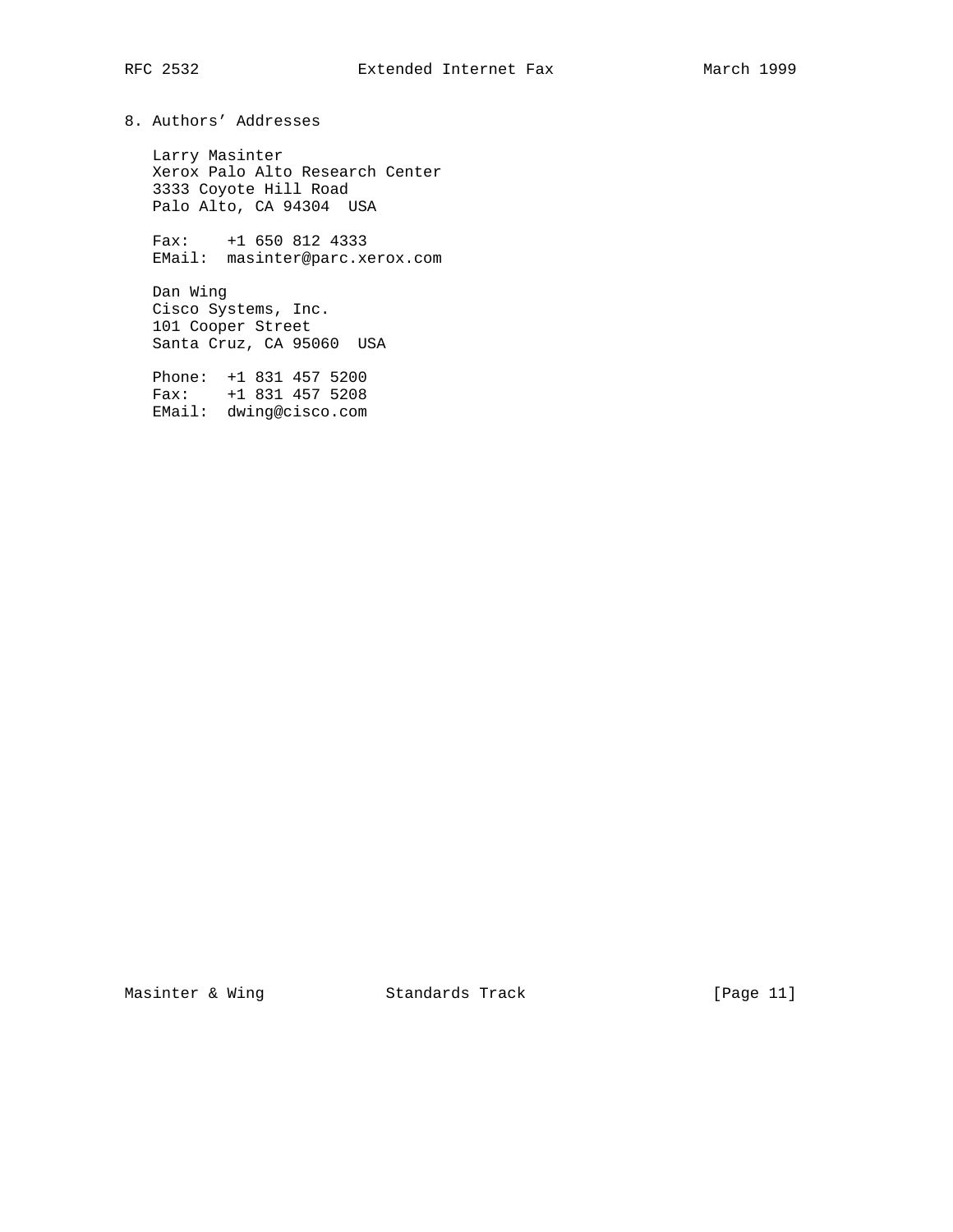## 8. Authors' Addresses

Larry Masinter
Xerox Palo Alto Research Center
3333 Coyote Hill Road
Palo Alto, CA 94304  USA

Fax:    +1 650 812 4333
EMail:  masinter@parc.xerox.com

Dan Wing
Cisco Systems, Inc.
101 Cooper Street
Santa Cruz, CA 95060  USA

Phone:  +1 831 457 5200
Fax:    +1 831 457 5208
EMail:  dwing@cisco.com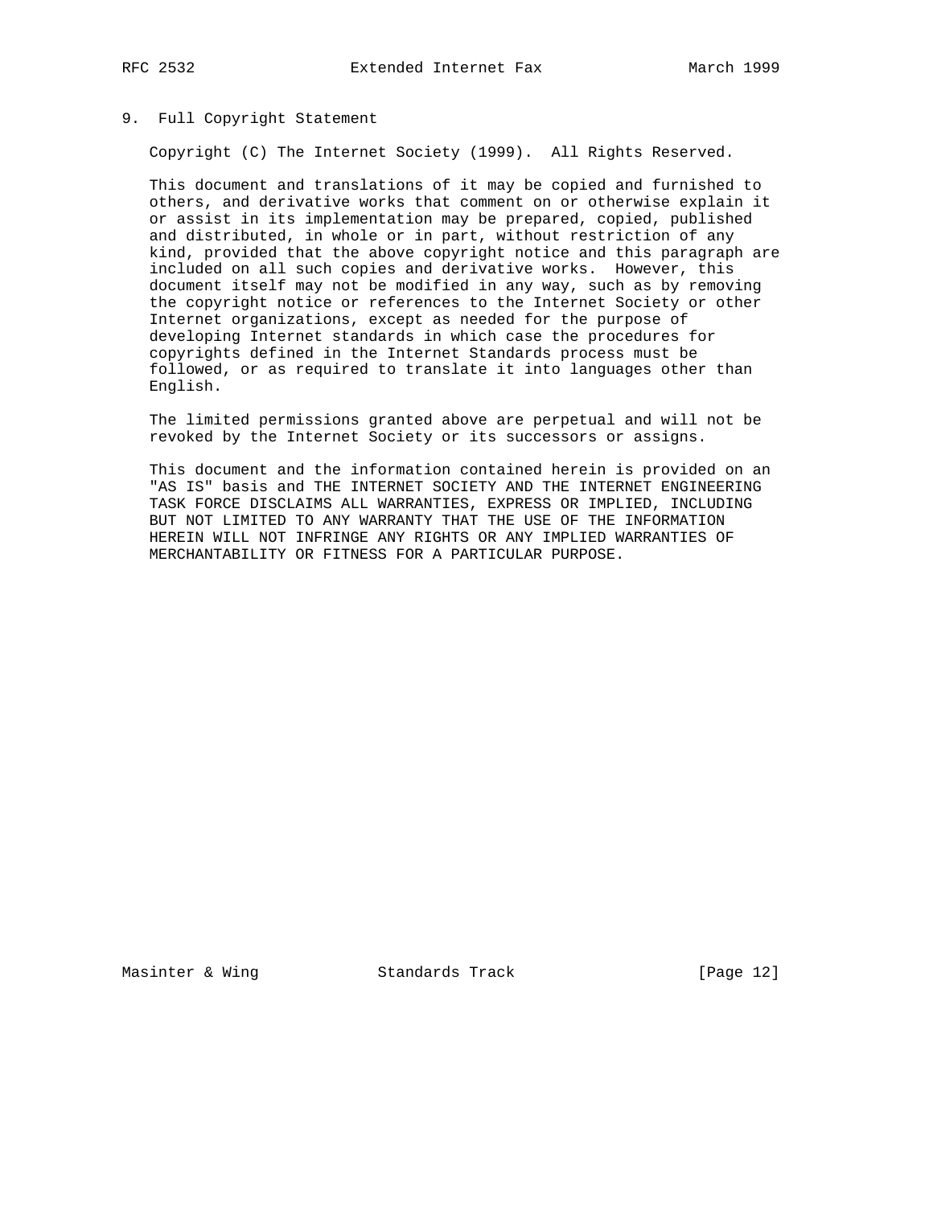## 9. Full Copyright Statement

Copyright (C) The Internet Society (1999). All Rights Reserved.

This document and translations of it may be copied and furnished to others, and derivative works that comment on or otherwise explain it or assist in its implementation may be prepared, copied, published and distributed, in whole or in part, without restriction of any kind, provided that the above copyright notice and this paragraph are included on all such copies and derivative works. However, this document itself may not be modified in any way, such as by removing the copyright notice or references to the Internet Society or other Internet organizations, except as needed for the purpose of developing Internet standards in which case the procedures for copyrights defined in the Internet Standards process must be followed, or as required to translate it into languages other than English.

The limited permissions granted above are perpetual and will not be revoked by the Internet Society or its successors or assigns.

This document and the information contained herein is provided on an "AS IS" basis and THE INTERNET SOCIETY AND THE INTERNET ENGINEERING TASK FORCE DISCLAIMS ALL WARRANTIES, EXPRESS OR IMPLIED, INCLUDING BUT NOT LIMITED TO ANY WARRANTY THAT THE USE OF THE INFORMATION HEREIN WILL NOT INFRINGE ANY RIGHTS OR ANY IMPLIED WARRANTIES OF MERCHANTABILITY OR FITNESS FOR A PARTICULAR PURPOSE.